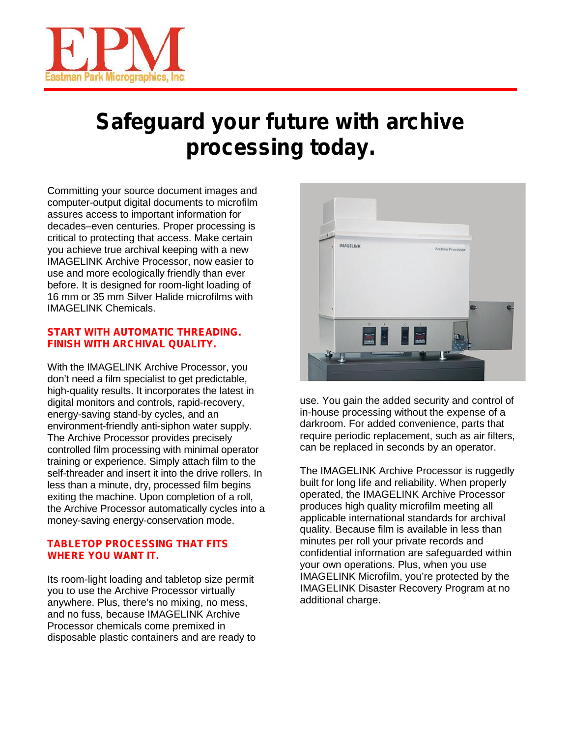EPM

Eastman Park Micrographics, Inc.

# Safeguard your future with archive processing today.

Committing your source document images and computer-output digital documents to microfilm assures access to important information for decades–even centuries. Proper processing is critical to protecting that access. Make certain you achieve true archival keeping with a new IMAGELINK Archive Processor, now easier to use and more ecologically friendly than ever before. It is designed for room-light loading of 16 mm or 35 mm Silver Halide microfilms with IMAGELINK Chemicals.

## START WITH AUTOMATIC THREADING. FINISH WITH ARCHIVAL QUALITY.

With the IMAGELINK Archive Processor, you don't need a film specialist to get predictable, high-quality results. It incorporates the latest in digital monitors and controls, rapid-recovery, energy-saving stand-by cycles, and an environment-friendly anti-siphon water supply. The Archive Processor provides precisely controlled film processing with minimal operator training or experience. Simply attach film to the self-threader and insert it into the drive rollers. In less than a minute, dry, processed film begins exiting the machine. Upon completion of a roll, the Archive Processor automatically cycles into a money-saving energy-conservation mode.

## TABLETOP PROCESSING THAT FITS WHERE YOU WANT IT.

Its room-light loading and tabletop size permit you to use the Archive Processor virtually anywhere. Plus, there's no mixing, no mess, and no fuss, because IMAGELINK Archive Processor chemicals come premixed in disposable plastic containers and are ready to use. You gain the added security and control of in-house processing without the expense of a darkroom. For added convenience, parts that require periodic replacement, such as air filters, can be replaced in seconds by an operator.

The IMAGELINK Archive Processor is ruggedly built for long life and reliability. When properly operated, the IMAGELINK Archive Processor produces high quality microfilm meeting all applicable international standards for archival quality. Because film is available in less than minutes per roll your private records and confidential information are safeguarded within your own operations. Plus, when you use IMAGELINK Microfilm, you're protected by the IMAGELINK Disaster Recovery Program at no additional charge.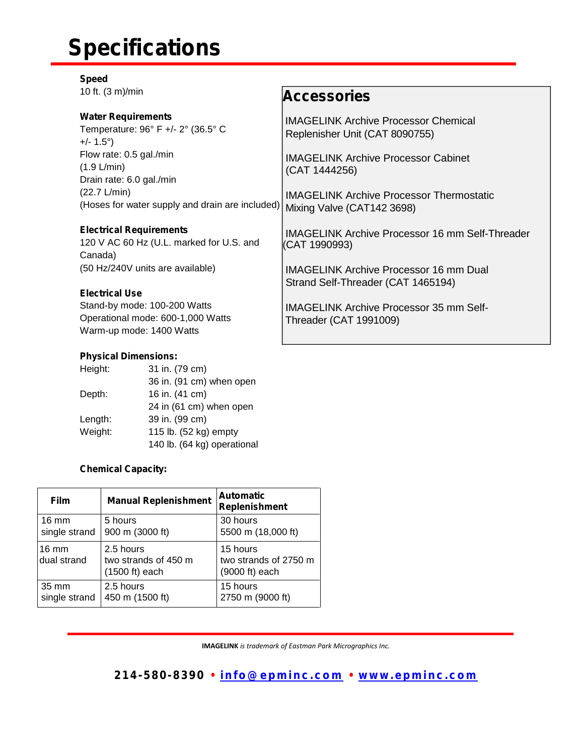# Specifications

**Speed**
10 ft. (3 m)/min

**Water Requirements**
Temperature: 96° F +/- 2° (36.5° C +/- 1.5°)
Flow rate: 0.5 gal./min (1.9 L/min)
Drain rate: 6.0 gal./min (22.7 L/min)
(Hoses for water supply and drain are included)

**Electrical Requirements**
120 V AC 60 Hz (U.L. marked for U.S. and Canada)
(50 Hz/240V units are available)

**Electrical Use**
Stand-by mode: 100-200 Watts
Operational mode: 600-1,000 Watts
Warm-up mode: 1400 Watts

**Physical Dimensions:**

| | |
|---|---|
| Height: | 31 in. (79 cm) |
| | 36 in. (91 cm) when open |
| Depth: | 16 in. (41 cm) |
| | 24 in (61 cm) when open |
| Length: | 39 in. (99 cm) |
| Weight: | 115 lb. (52 kg) empty |
| | 140 lb. (64 kg) operational |

**Chemical Capacity:**

| Film | Manual Replenishment | Automatic Replenishment |
|---|---|---|
| 16 mm single strand | 5 hours 900 m (3000 ft) | 30 hours 5500 m (18,000 ft) |
| 16 mm dual strand | 2.5 hours two strands of 450 m (1500 ft) each | 15 hours two strands of 2750 m (9000 ft) each |
| 35 mm single strand | 2.5 hours 450 m (1500 ft) | 15 hours 2750 m (9000 ft) |

## Accessories

IMAGELINK Archive Processor Chemical Replenisher Unit (CAT 8090755)

IMAGELINK Archive Processor Cabinet (CAT 1444256)

IMAGELINK Archive Processor Thermostatic Mixing Valve (CAT142 3698)

IMAGELINK Archive Processor 16 mm Self-Threader (CAT 1990993)

IMAGELINK Archive Processor 16 mm Dual Strand Self-Threader (CAT 1465194)

IMAGELINK Archive Processor 35 mm Self-Threader (CAT 1991009)

**IMAGELINK** *is trademark of Eastman Park Micrographics Inc.*

**214-580-8390 • info@epminc.com • www.epminc.com**